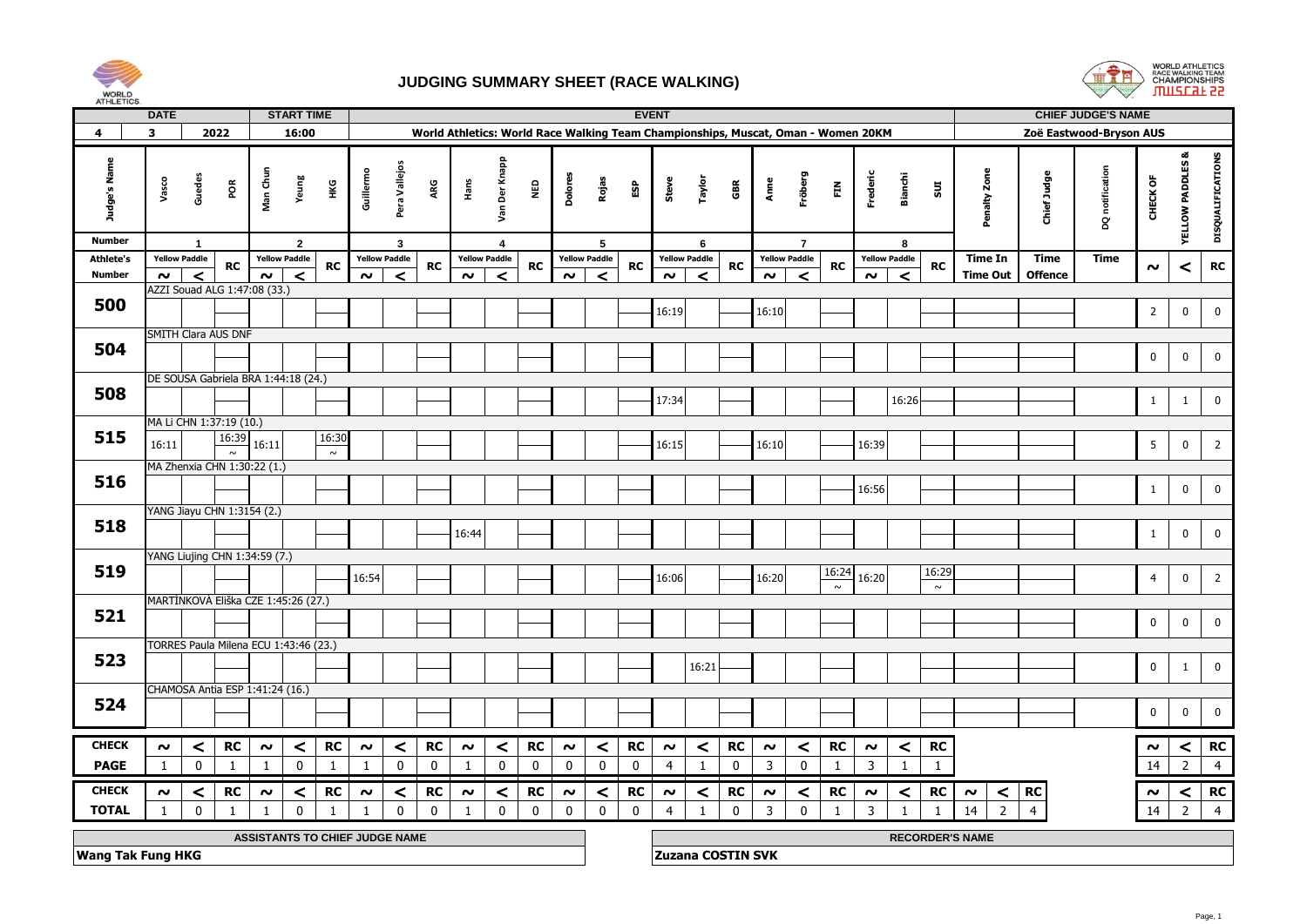# JUDGING SUMMARY SHEET (RACE WALKING)

| DATE | | | START TIME | EVENT | CHIEF JUDGE'S NAME |
|---|---|---|---|---|---|
| 4 | 3 | 2022 | 16:00 | World Athletics: World Race Walking Team Championships, Muscat, Oman - Women 20KM | Zoë Eastwood-Bryson AUS |

| Judge's Name | Vasco Guedes | | POR | Man Chun Yeung | | HKG | Guillermo Pera Vallejos | | ARG | Hans Van Der Knapp | | NED | Dolores Rojas | | ESP | Steve Taylor | | GBR | Anne Fröberg | | FIN | Frederic Bianchi | | SUI | Penalty Zone | Chief Judge | DQ notification | CHECK OF | | |
|---|---|---|---|---|---|---|---|---|---|---|---|---|---|---|---|---|---|---|---|---|---|---|---|---|---|---|---|---|---|---|---|
| Number | 1 | | | 2 | | | 3 | | | 4 | | | 5 | | | 6 | | | 7 | | | 8 | | | | | | | YELLOW PADDLES & | DISQUALIFICATIONS |
| Athlete's Number | Yellow Paddle ~ | < | RC | Yellow Paddle ~ | < | RC | Yellow Paddle ~ | < | RC | Yellow Paddle ~ | < | RC | Yellow Paddle ~ | < | RC | Yellow Paddle ~ | < | RC | Yellow Paddle ~ | < | RC | Yellow Paddle ~ | < | RC | Time In Time Out | Time Offence | Time | ~ | < | RC |
| 500 AZZI Souad ALG 1:47:08 (33.) | | | | | | | | | | | | | | | | 16:19 | | | 16:10 | | | | | | | | | 2 | 0 | 0 |
| 504 SMITH Clara AUS DNF | | | | | | | | | | | | | | | | | | | | | | | | | | | | 0 | 0 | 0 |
| 508 DE SOUSA Gabriela BRA 1:44:18 (24.) | | | | | | | | | | | | | | | | 17:34 | | | | | | | 16:26 | | | | | 1 | 1 | 0 |
| 515 MA Li CHN 1:37:19 (10.) | 16:11 | | 16:39 ~ | 16:11 | | 16:30 ~ | | | | | | | | | | 16:15 | | | 16:10 | | | 16:39 | | | | | | 5 | 0 | 2 |
| 516 MA Zhenxia CHN 1:30:22 (1.) | | | | | | | | | | | | | | | | | | | | | | 16:56 | | | | | | 1 | 0 | 0 |
| 518 YANG Jiayu CHN 1:3154 (2.) | | | | | | | | | | 16:44 | | | | | | | | | | | | | | | | | | 1 | 0 | 0 |
| 519 YANG Liujing CHN 1:34:59 (7.) | | | | | | | 16:54 | | | | | | | | | 16:06 | | | 16:20 | | 16:24 ~ | 16:20 | | 16:29 ~ | | | | 4 | 0 | 2 |
| 521 MARTINKOVÁ Eliška CZE 1:45:26 (27.) | | | | | | | | | | | | | | | | | | | | | | | | | | | | 0 | 0 | 0 |
| 523 TORRES Paula Milena ECU 1:43:46 (23.) | | | | | | | | | | | | | | | | | 16:21 | | | | | | | | | | | 0 | 1 | 0 |
| 524 CHAMOSA Antia ESP 1:41:24 (16.) | | | | | | | | | | | | | | | | | | | | | | | | | | | | 0 | 0 | 0 |

| CHECK PAGE | ~ | < | RC | ~ | < | RC | ~ | < | RC | ~ | < | RC | ~ | < | RC | ~ | < | RC | ~ | < | RC | ~ | < | RC | | | | ~ | < | RC |
|---|---|---|---|---|---|---|---|---|---|---|---|---|---|---|---|---|---|---|---|---|---|---|---|---|---|---|---|---|---|---|
| | 1 | 0 | 1 | 1 | 0 | 1 | 1 | 0 | 0 | 1 | 0 | 0 | 0 | 0 | 0 | 4 | 1 | 0 | 3 | 0 | 1 | 3 | 1 | 1 | | | | 14 | 2 | 4 |
| **CHECK TOTAL** | ~ | < | RC | ~ | < | RC | ~ | < | RC | ~ | < | RC | ~ | < | RC | ~ | < | RC | ~ | < | RC | ~ | < | RC | ~ | < | RC | ~ | < | RC |
| | 1 | 0 | 1 | 1 | 0 | 1 | 1 | 0 | 0 | 1 | 0 | 0 | 0 | 0 | 0 | 4 | 1 | 0 | 3 | 0 | 1 | 3 | 1 | 1 | 14 | 2 | 4 | 14 | 2 | 4 |

| ASSISTANTS TO CHIEF JUDGE NAME | RECORDER'S NAME |
|---|---|
| Wang Tak Fung HKG | Zuzana COSTIN SVK |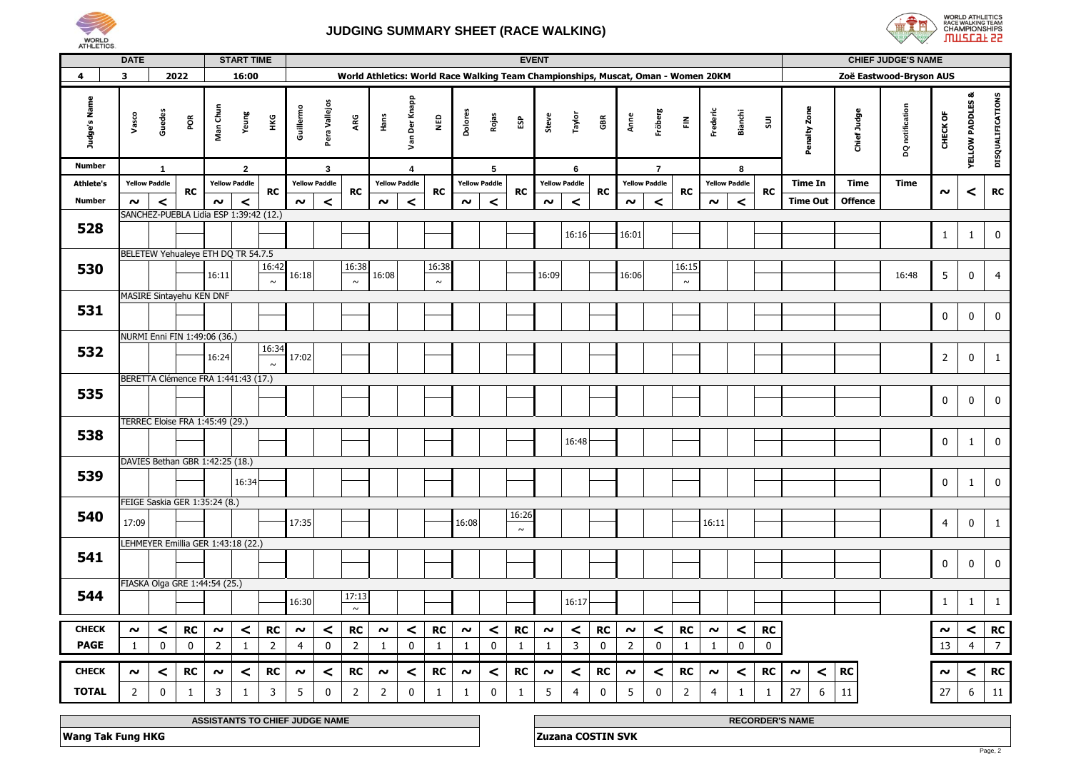# JUDGING SUMMARY SHEET (RACE WALKING)

| DATE | | | START TIME | EVENT | CHIEF JUDGE'S NAME |
|---|---|---|---|---|---|
| 4 | 3 | 2022 | 16:00 | World Athletics: World Race Walking Team Championships, Muscat, Oman - Women 20KM | Zoë Eastwood-Bryson AUS |

| Judge's Name | Vasco Guedes POR | | | Man Chun Yeung HKG | | | Guillermo Pera Vallejos ARG | | | Hans Van Der Knapp NED | | | Dolores Rojas ESP | | | Steve Taylor GBR | | | Anne Fröberg FIN | | | Frederic Bianchi SUI | | | Penalty Zone | Chief Judge | DQ notification | CHECK OF | YELLOW PADDLES & | DISQUALIFICATIONS |
|---|---|---|---|---|---|---|---|---|---|---|---|---|---|---|---|---|---|---|---|---|---|---|---|---|---|---|---|---|---|---|
| Number | 1 | | | 2 | | | 3 | | | 4 | | | 5 | | | 6 | | | 7 | | | 8 | | | | | | | | |
| Athlete's | Yellow Paddle | | RC | Yellow Paddle | | RC | Yellow Paddle | | RC | Yellow Paddle | | RC | Yellow Paddle | | RC | Yellow Paddle | | RC | Yellow Paddle | | RC | Yellow Paddle | | RC | Time In | Time | Time | | | |
| Number | ~ | < | | ~ | < | | ~ | < | | ~ | < | | ~ | < | | ~ | < | | ~ | < | | ~ | < | | Time Out | Offence | | ~ | < | RC |
| 528 SANCHEZ-PUEBLA Lidia ESP 1:39:42 (12.) | | | | | | | | | | | | | | | | | 16:16 | | 16:01 | | | | | | | | | 1 | 1 | 0 |
| 530 BELETEW Yehualeye ETH DQ TR 54.7.5 | | | | 16:11 | | 16:42 ~ | 16:18 | | 16:38 ~ | 16:08 | | 16:38 ~ | | | | 16:09 | | | 16:06 | | 16:15 ~ | | | | | | 16:48 | 5 | 0 | 4 |
| 531 MASIRE Sintayehu KEN DNF | | | | | | | | | | | | | | | | | | | | | | | | | | | | 0 | 0 | 0 |
| 532 NURMI Enni FIN 1:49:06 (36.) | | | | 16:24 | | 16:34 ~ | 17:02 | | | | | | | | | | | | | | | | | | | | | 2 | 0 | 1 |
| 535 BERETTA Clémence FRA 1:441:43 (17.) | | | | | | | | | | | | | | | | | | | | | | | | | | | | 0 | 0 | 0 |
| 538 TERREC Eloise FRA 1:45:49 (29.) | | | | | | | | | | | | | | | | | 16:48 | | | | | | | | | | | 0 | 1 | 0 |
| 539 DAVIES Bethan GBR 1:42:25 (18.) | | | | | 16:34 | | | | | | | | | | | | | | | | | | | | | | | 0 | 1 | 0 |
| 540 FEIGE Saskia GER 1:35:24 (8.) | 17:09 | | | | | | 17:35 | | | | | | 16:08 | | 16:26 ~ | | | | | | | 16:11 | | | | | | 4 | 0 | 1 |
| 541 LEHMEYER Emillia GER 1:43:18 (22.) | | | | | | | | | | | | | | | | | | | | | | | | | | | | 0 | 0 | 0 |
| 544 FIASKA Olga GRE 1:44:54 (25.) | | | | | | | 16:30 | | 17:13 ~ | | | | | | | | 16:17 | | | | | | | | | | | 1 | 1 | 1 |
| CHECK | ~ | < | RC | ~ | < | RC | ~ | < | RC | ~ | < | RC | ~ | < | RC | ~ | < | RC | ~ | < | RC | ~ | < | RC | | | | ~ | < | RC |
| PAGE | 1 | 0 | 0 | 2 | 1 | 2 | 4 | 0 | 2 | 1 | 0 | 1 | 1 | 0 | 1 | 1 | 3 | 0 | 2 | 0 | 1 | 1 | 0 | 0 | | | | 13 | 4 | 7 |
| CHECK | ~ | < | RC | ~ | < | RC | ~ | < | RC | ~ | < | RC | ~ | < | RC | ~ | < | RC | ~ | < | RC | ~ | < | RC | ~ | < | RC | ~ | < | RC |
| TOTAL | 2 | 0 | 1 | 3 | 1 | 3 | 5 | 0 | 2 | 2 | 0 | 1 | 1 | 0 | 1 | 5 | 4 | 0 | 5 | 0 | 2 | 4 | 1 | 1 | 27 | 6 | 11 | 27 | 6 | 11 |

| ASSISTANTS TO CHIEF JUDGE NAME | RECORDER'S NAME |
|---|---|
| Wang Tak Fung HKG | Zuzana COSTIN SVK |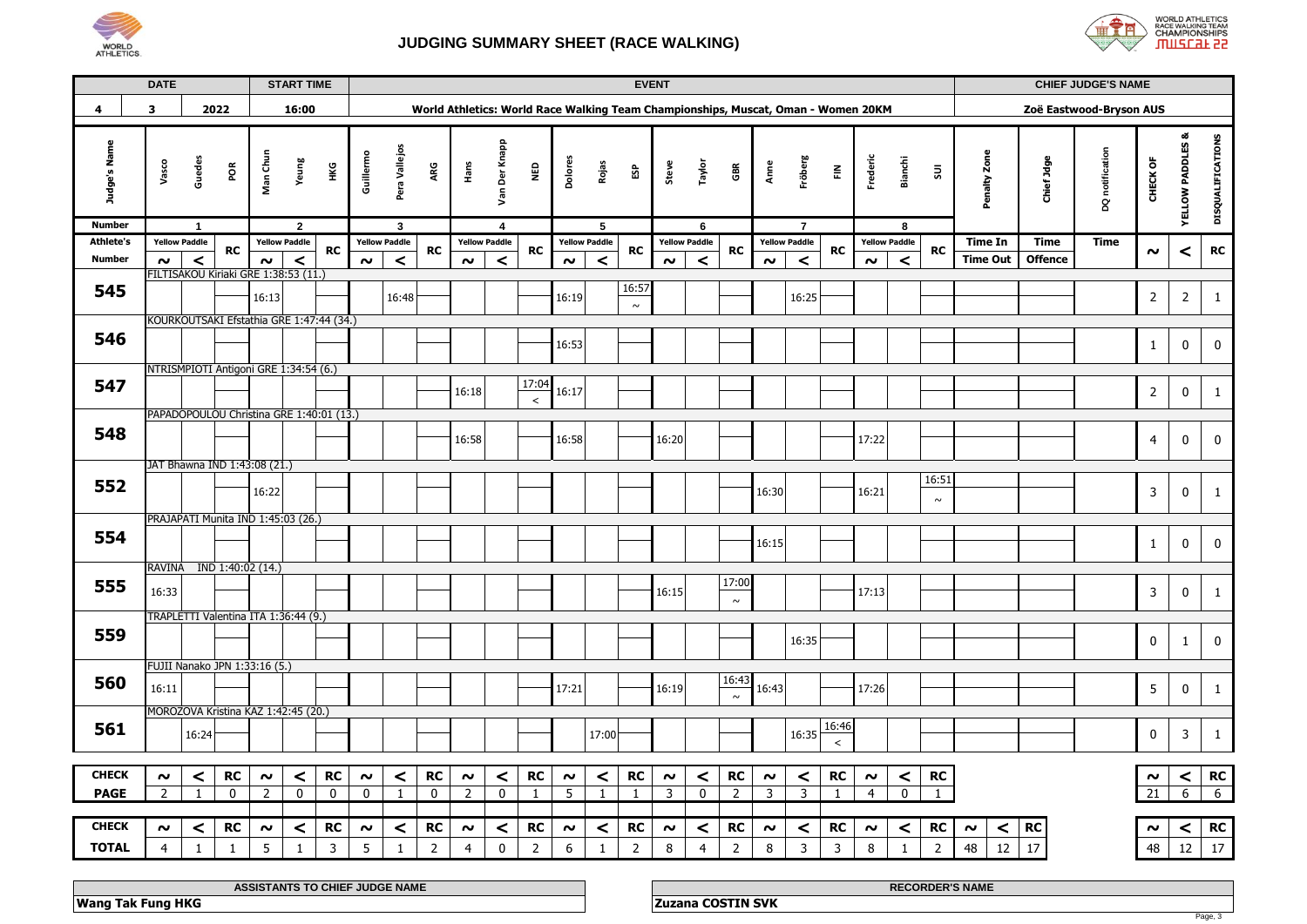# JUDGING SUMMARY SHEET (RACE WALKING)

| DATE | | | START TIME | EVENT | CHIEF JUDGE'S NAME |
|---|---|---|---|---|---|
| 4 | 3 | 2022 | 16:00 | World Athletics: World Race Walking Team Championships, Muscat, Oman - Women 20KM | Zoë Eastwood-Bryson AUS |

| Judge's Name | Vasco Guedes POR | | | Man Chun Yeung HKG | | | Guillermo Pera Vallejos ARG | | | Hans Van Der Knapp NED | | | Dolores Rojas ESP | | | Steve Taylor GBR | | | Arne Fröberg FIN | | | Frederic Bianchi SUI | | | Penalty Zone | Chief Jdge | DQ notification | CHECK OF | YELLOW PADDLES & | DISQUALIFICATIONS |
|---|---|---|---|---|---|---|---|---|---|---|---|---|---|---|---|---|---|---|---|---|---|---|---|---|---|---|---|---|---|---|
| Number | 1 | | | 2 | | | 3 | | | 4 | | | 5 | | | 6 | | | 7 | | | 8 | | | | | | | | |
| Athlete's Number | Yellow Paddle ~ | Yellow Paddle < | RC | Yellow Paddle ~ | Yellow Paddle < | RC | Yellow Paddle ~ | Yellow Paddle < | RC | Yellow Paddle ~ | Yellow Paddle < | RC | Yellow Paddle ~ | Yellow Paddle < | RC | Yellow Paddle ~ | Yellow Paddle < | RC | Yellow Paddle ~ | Yellow Paddle < | RC | Yellow Paddle ~ | Yellow Paddle < | RC | Time In / Time Out | Time Offence | Time | ~ | < | RC |
| **545** FILTISAKOU Kiriaki GRE 1:38:53 (11.) | | | | 16:13 | | | | 16:48 | | | | | 16:19 | | 16:57 ~ | | | | | 16:25 | | | | | | | | 2 | 2 | 1 |
| **546** KOURKOUTSAKI Efstathia GRE 1:47:44 (34.) | | | | | | | | | | | | | 16:53 | | | | | | | | | | | | | | | 1 | 0 | 0 |
| **547** NTRISMPIOTI Antigoni GRE 1:34:54 (6.) | | | | | | | | | | 16:18 | | 17:04 < | 16:17 | | | | | | | | | | | | | | | 2 | 0 | 1 |
| **548** PAPADOPOULOU Christina GRE 1:40:01 (13.) | | | | | | | | | | 16:58 | | | 16:58 | | | 16:20 | | | | | | 17:22 | | | | | | 4 | 0 | 0 |
| **552** JAT Bhawna IND 1:43:08 (21.) | | | | 16:22 | | | | | | | | | | | | | | | 16:30 | | | 16:21 | | 16:51 ~ | | | | 3 | 0 | 1 |
| **554** PRAJAPATI Munita IND 1:45:03 (26.) | | | | | | | | | | | | | | | | | | | 16:15 | | | | | | | | | 1 | 0 | 0 |
| **555** RAVINA IND 1:40:02 (14.) | 16:33 | | | | | | | | | | | | | | | 16:15 | | 17:00 ~ | | | | 17:13 | | | | | | 3 | 0 | 1 |
| **559** TRAPLETTI Valentina ITA 1:36:44 (9.) | | | | | | | | | | | | | | | | | | | | 16:35 | | | | | | | | 0 | 1 | 0 |
| **560** FUJII Nanako JPN 1:33:16 (5.) | 16:11 | | | | | | | | | | | | 17:21 | | | 16:19 | | 16:43 ~ | 16:43 | | | 17:26 | | | | | | 5 | 0 | 1 |
| **561** MOROZOVA Kristina KAZ 1:42:45 (20.) | | 16:24 | | | | | | | | | | | | 17:00 | | | | | | 16:35 | 16:46 < | | | | | | | 0 | 3 | 1 |
| **CHECK PAGE** | 2 | 1 | 0 | 2 | 0 | 0 | 0 | 1 | 0 | 2 | 0 | 1 | 5 | 1 | 1 | 3 | 0 | 2 | 3 | 3 | 1 | 4 | 0 | 1 | | | | 21 | 6 | 6 |
| **CHECK TOTAL** | 4 | 1 | 1 | 5 | 1 | 3 | 5 | 1 | 2 | 4 | 0 | 2 | 6 | 1 | 2 | 8 | 4 | 2 | 8 | 3 | 3 | 8 | 1 | 2 | ~ 48 | < 12 | RC 17 | 48 | 12 | 17 |

| ASSISTANTS TO CHIEF JUDGE NAME | RECORDER'S NAME |
|---|---|
| Wang Tak Fung HKG | Zuzana COSTIN SVK |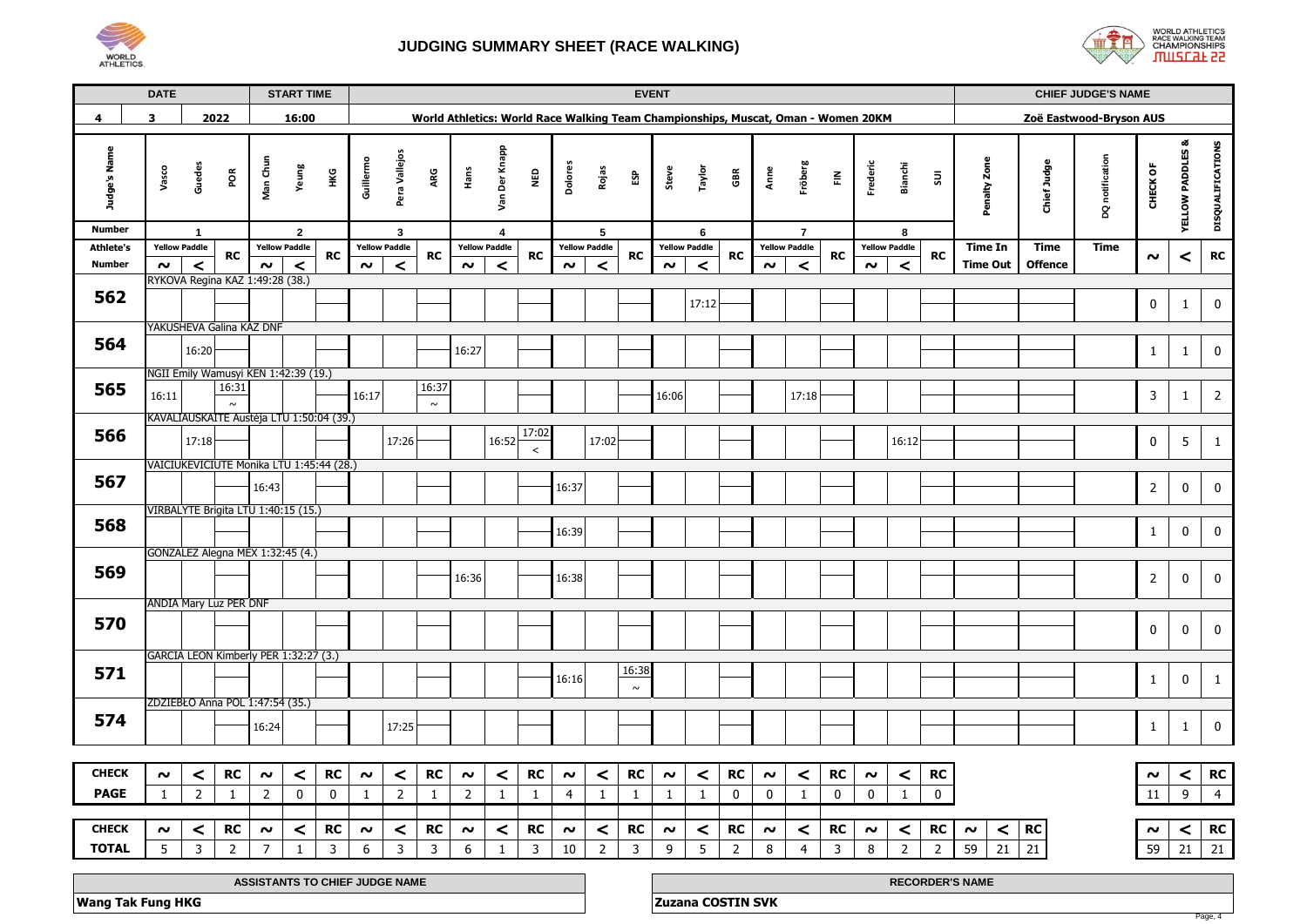# JUDGING SUMMARY SHEET (RACE WALKING)

| DATE | | | START TIME | EVENT | CHIEF JUDGE'S NAME |
|---|---|---|---|---|---|
| 4 | 3 | 2022 | 16:00 | World Athletics: World Race Walking Team Championships, Muscat, Oman - Women 20KM | Zoë Eastwood-Bryson AUS |

| Judge's Name | | Vasco Guedes POR | | | Man Chun Yeung HKG | | | Guillermo Pera Vallejos ARG | | | Hans Van Der Knapp NED | | | Dolores Rojas ESP | | | Steve Taylor GBR | | | Anne Fröberg FIN | | | Frederic Bianchi SUI | | | Penalty Zone | Chief Judge | DQ notification | CHECK OF | YELLOW PADDLES & | DISQUALIFICATIONS |
|---|---|---|---|---|---|---|---|---|---|---|---|---|---|---|---|---|---|---|---|---|---|---|---|---|---|---|---|---|---|---|---|
| Number | | 1 | | | 2 | | | 3 | | | 4 | | | 5 | | | 6 | | | 7 | | | 8 | | | | | | | | |
| Athlete's Number | Athlete | Yellow Paddle ~ | Yellow Paddle < | RC | Yellow Paddle ~ | Yellow Paddle < | RC | Yellow Paddle ~ | Yellow Paddle < | RC | Yellow Paddle ~ | Yellow Paddle < | RC | Yellow Paddle ~ | Yellow Paddle < | RC | Yellow Paddle ~ | Yellow Paddle < | RC | Yellow Paddle ~ | Yellow Paddle < | RC | Yellow Paddle ~ | Yellow Paddle < | RC | Time In / Time Out | Time Offence | Time | ~ | < | RC |
| 562 | RYKOVA Regina KAZ 1:49:28 (38.) | | | | | | | | | | | | | | | | | 17:12 | | | | | | | | | | | 0 | 1 | 0 |
| 564 | YAKUSHEVA Galina KAZ DNF | | 16:20 | | | | | | | | 16:27 | | | | | | | | | | | | | | | | | | 1 | 1 | 0 |
| 565 | NGII Emily Wamusyi KEN 1:42:39 (19.) | 16:11 | | 16:31 ~ | | | | 16:17 | | 16:37 ~ | | | | | | | 16:06 | | | | 17:18 | | | | | | | | 3 | 1 | 2 |
| 566 | KAVALIAUSKAITE Austėja LTU 1:50:04 (39.) | | 17:18 | | | | | | 17:26 | | | 16:52 | 17:02 < | | 17:02 | | | | | | | | | 16:12 | | | | | 0 | 5 | 1 |
| 567 | VAICIUKEVICIUTE Monika LTU 1:45:44 (28.) | | | | 16:43 | | | | | | | | | 16:37 | | | | | | | | | | | | | | | 2 | 0 | 0 |
| 568 | VIRBALYTE Brigita LTU 1:40:15 (15.) | | | | | | | | | | | | | 16:39 | | | | | | | | | | | | | | | 1 | 0 | 0 |
| 569 | GONZALEZ Alegna MEX 1:32:45 (4.) | | | | | | | | | | 16:36 | | | 16:38 | | | | | | | | | | | | | | | 2 | 0 | 0 |
| 570 | ANDIA Mary Luz PER DNF | | | | | | | | | | | | | | | | | | | | | | | | | | | | 0 | 0 | 0 |
| 571 | GARCIA LEON Kimberly PER 1:32:27 (3.) | | | | | | | | | | | | | 16:16 | | 16:38 ~ | | | | | | | | | | | | | 1 | 0 | 1 |
| 574 | ZDZIEBŁO Anna POL 1:47:54 (35.) | | | | 16:24 | | | | 17:25 | | | | | | | | | | | | | | | | | | | | 1 | 1 | 0 |
| CHECK PAGE | | 1 | 2 | 1 | 2 | 0 | 0 | 1 | 2 | 1 | 2 | 1 | 1 | 4 | 1 | 1 | 1 | 1 | 0 | 0 | 1 | 0 | 0 | 1 | 0 | | | | 11 | 9 | 4 |
| CHECK TOTAL | | 5 | 3 | 2 | 7 | 1 | 3 | 6 | 3 | 3 | 6 | 1 | 3 | 10 | 2 | 3 | 9 | 5 | 2 | 8 | 4 | 3 | 8 | 2 | 2 | ~ 59 / < 21 / RC 21 | | | 59 | 21 | 21 |

| ASSISTANTS TO CHIEF JUDGE NAME | RECORDER'S NAME |
|---|---|
| Wang Tak Fung HKG | Zuzana COSTIN SVK |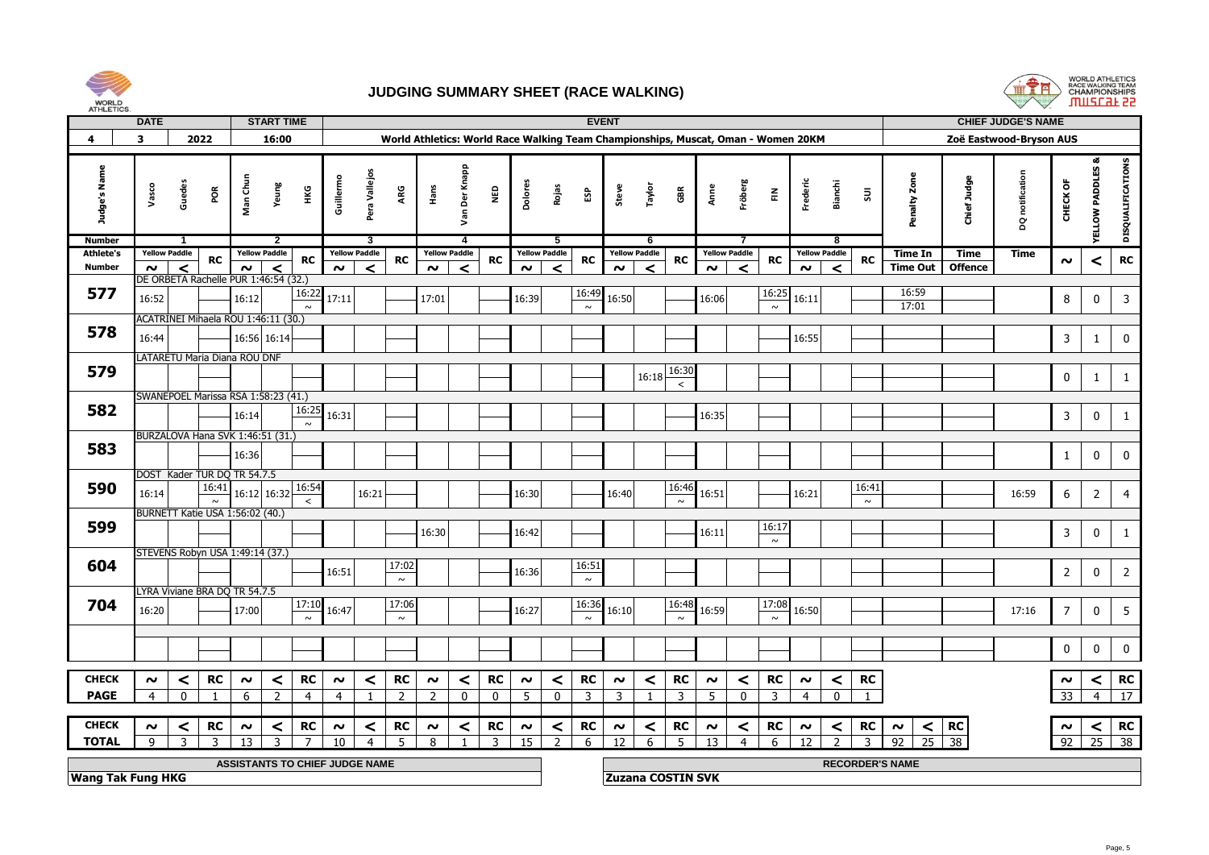# JUDGING SUMMARY SHEET (RACE WALKING)

| DATE | | | START TIME | EVENT | CHIEF JUDGE'S NAME |
|---|---|---|---|---|---|
| 4 | 3 | 2022 | 16:00 | World Athletics: World Race Walking Team Championships, Muscat, Oman - Women 20KM | Zoë Eastwood-Bryson AUS |

| Judge's Name | Vasco | Guedes | POR | Man Chun | Yeung | HKG | Guillermo | Pera Vallejos | ARG | Hans | Van Der Knapp | NED | Dolores | Rojas | ESP | Steve | Taylor | GBR | Anne | Fröberg | FIN | Frederic | Bianchi | SUI | Penalty Zone | Chief Judge | DQ notification | CHECK OF YELLOW PADDLES & DISQUALIFICATIONS | | |
|---|---|---|---|---|---|---|---|---|---|---|---|---|---|---|---|---|---|---|---|---|---|---|---|---|---|---|---|---|---|---|
| Number | 1 | | | 2 | | | 3 | | | 4 | | | 5 | | | 6 | | | 7 | | | 8 | | | | | | | | |
| Athlete's Number | Yellow Paddle ~ | Yellow Paddle < | RC | Yellow Paddle ~ | Yellow Paddle < | RC | Yellow Paddle ~ | Yellow Paddle < | RC | Yellow Paddle ~ | Yellow Paddle < | RC | Yellow Paddle ~ | Yellow Paddle < | RC | Yellow Paddle ~ | Yellow Paddle < | RC | Yellow Paddle ~ | Yellow Paddle < | RC | Yellow Paddle ~ | Yellow Paddle < | RC | Time In / Time Out | Time Offence | Time | ~ | < | RC |
| 577 — DE ORBETA Rachelle PUR 1:46:54 (32.) | 16:52 | | | 16:12 | | 16:22 ~ | 17:11 | | | 17:01 | | | 16:39 | | 16:49 ~ | 16:50 | | | 16:06 | | 16:25 ~ | 16:11 | | | 16:59 / 17:01 | | | 8 | 0 | 3 |
| 578 — ACATRINEI Mihaela ROU 1:46:11 (30.) | | | | 16:56 | 16:14 | | | | | | | | | | | | | | | | | 16:55 | | | | | | 3 | 1 | 0 |
| 579 — LATARETU Maria Diana ROU DNF | | | | | | | | | | | | | | | | | 16:18 | 16:30 < | | | | | | | | | | 0 | 1 | 1 |
| 582 — SWANEPOEL Marissa RSA 1:58:23 (41.) | | | | 16:14 | | 16:25 ~ | 16:31 | | | | | | | | | | | | 16:35 | | | | | | | | | 3 | 0 | 1 |
| 583 — BURZALOVA Hana SVK 1:46:51 (31.) | | | | 16:36 | | | | | | | | | | | | | | | | | | | | | | | | 1 | 0 | 0 |
| 590 — DOST Kader TUR DQ TR 54.7.5 | 16:14 | | 16:41 ~ | 16:12 | 16:32 | 16:54 < | | 16:21 | | | | | 16:30 | | | 16:40 | | 16:46 ~ | 16:51 | | | 16:21 | | 16:41 ~ | | | 16:59 | 6 | 2 | 4 |
| 599 — BURNETT Katie USA 1:56:02 (40.) | | | | | | | | | | 16:30 | | | 16:42 | | | | | | 16:11 | | 16:17 ~ | | | | | | | 3 | 0 | 1 |
| 604 — STEVENS Robyn USA 1:49:14 (37.) | | | | | | | 16:51 | | 17:02 ~ | | | | 16:36 | | 16:51 ~ | | | | | | | | | | | | | 2 | 0 | 2 |
| 704 — LYRA Viviane BRA DQ TR 54.7.5 | 16:20 | | | 17:00 | | 17:10 ~ | 16:47 | | 17:06 ~ | | | | 16:27 | | 16:36 ~ | 16:10 | | 16:48 ~ | 16:59 | | 17:08 ~ | 16:50 | | | | | 17:16 | 7 | 0 | 5 |
| | | | | | | | | | | | | | | | | | | | | | | | | | | | | 0 | 0 | 0 |
| CHECK PAGE | 4 | 0 | 1 | 6 | 2 | 4 | 4 | 1 | 2 | 2 | 0 | 0 | 5 | 0 | 3 | 3 | 1 | 3 | 5 | 0 | 3 | 4 | 0 | 1 | | | | 33 | 4 | 17 |
| CHECK TOTAL | 9 | 3 | 3 | 13 | 3 | 7 | 10 | 4 | 5 | 8 | 1 | 3 | 15 | 2 | 6 | 12 | 6 | 5 | 13 | 4 | 6 | 12 | 2 | 3 | ~ 92 | < 25 | RC 38 | 92 | 25 | 38 |

**ASSISTANTS TO CHIEF JUDGE NAME**

Wang Tak Fung HKG

**RECORDER'S NAME**

Zuzana COSTIN SVK